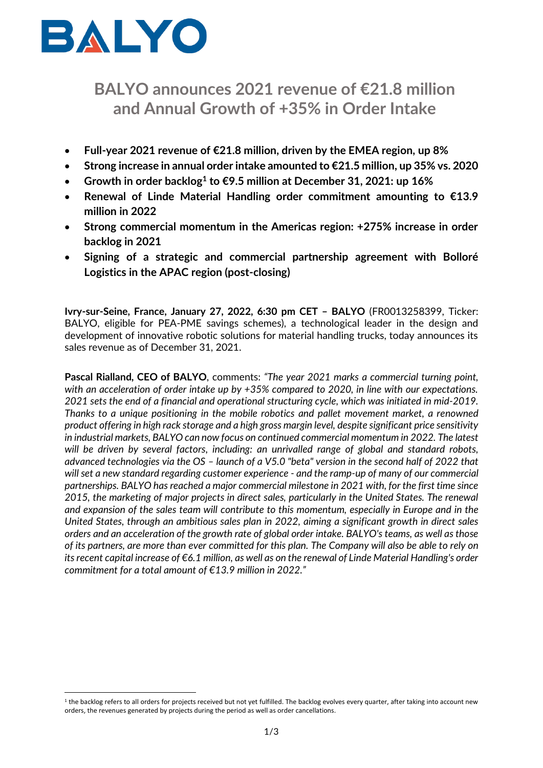# BALYO announces 2021 revenue of €21.8 million and Annual Growth of +35% in Order Intake

- **Full-year 2021 revenue of €21.8 million, driven by the EMEA region, up 8%**
- **Strong increase in annual order intake amounted to €21.5 million, up 35% vs. 2020**
- **Growth in order backlog[1] to €9.5 million at December 31, 2021: up 16%**
- **Renewal of Linde Material Handling order commitment amounting to €13.9 million in 2022**
- **Strong commercial momentum in the Americas region: +275% increase in order backlog in 2021**
- **Signing of a strategic and commercial partnership agreement with Bolloré Logistics in the APAC region (post-closing)**

**Ivry-sur-Seine, France, January 27, 2022, 6:30 pm CET – BALYO** (FR0013258399, Ticker: BALYO, eligible for PEA-PME savings schemes), a technological leader in the design and development of innovative robotic solutions for material handling trucks, today announces its sales revenue as of December 31, 2021.

**Pascal Rialland, CEO of BALYO**, comments: *"The year 2021 marks a commercial turning point, with an acceleration of order intake up by +35% compared to 2020, in line with our expectations. 2021 sets the end of a financial and operational structuring cycle, which was initiated in mid-2019. Thanks to a unique positioning in the mobile robotics and pallet movement market, a renowned product offering in high rack storage and a high gross margin level, despite significant price sensitivity in industrial markets, BALYO can now focus on continued commercial momentum in 2022. The latest will be driven by several factors, including: an unrivalled range of global and standard robots, advanced technologies via the OS – launch of a V5.0 "beta" version in the second half of 2022 that will set a new standard regarding customer experience - and the ramp-up of many of our commercial partnerships. BALYO has reached a major commercial milestone in 2021 with, for the first time since 2015, the marketing of major projects in direct sales, particularly in the United States. The renewal and expansion of the sales team will contribute to this momentum, especially in Europe and in the United States, through an ambitious sales plan in 2022, aiming a significant growth in direct sales orders and an acceleration of the growth rate of global order intake. BALYO's teams, as well as those of its partners, are more than ever committed for this plan. The Company will also be able to rely on its recent capital increase of €6.1 million, as well as on the renewal of Linde Material Handling's order commitment for a total amount of €13.9 million in 2022."*

[1] the backlog refers to all orders for projects received but not yet fulfilled. The backlog evolves every quarter, after taking into account new orders, the revenues generated by projects during the period as well as order cancellations.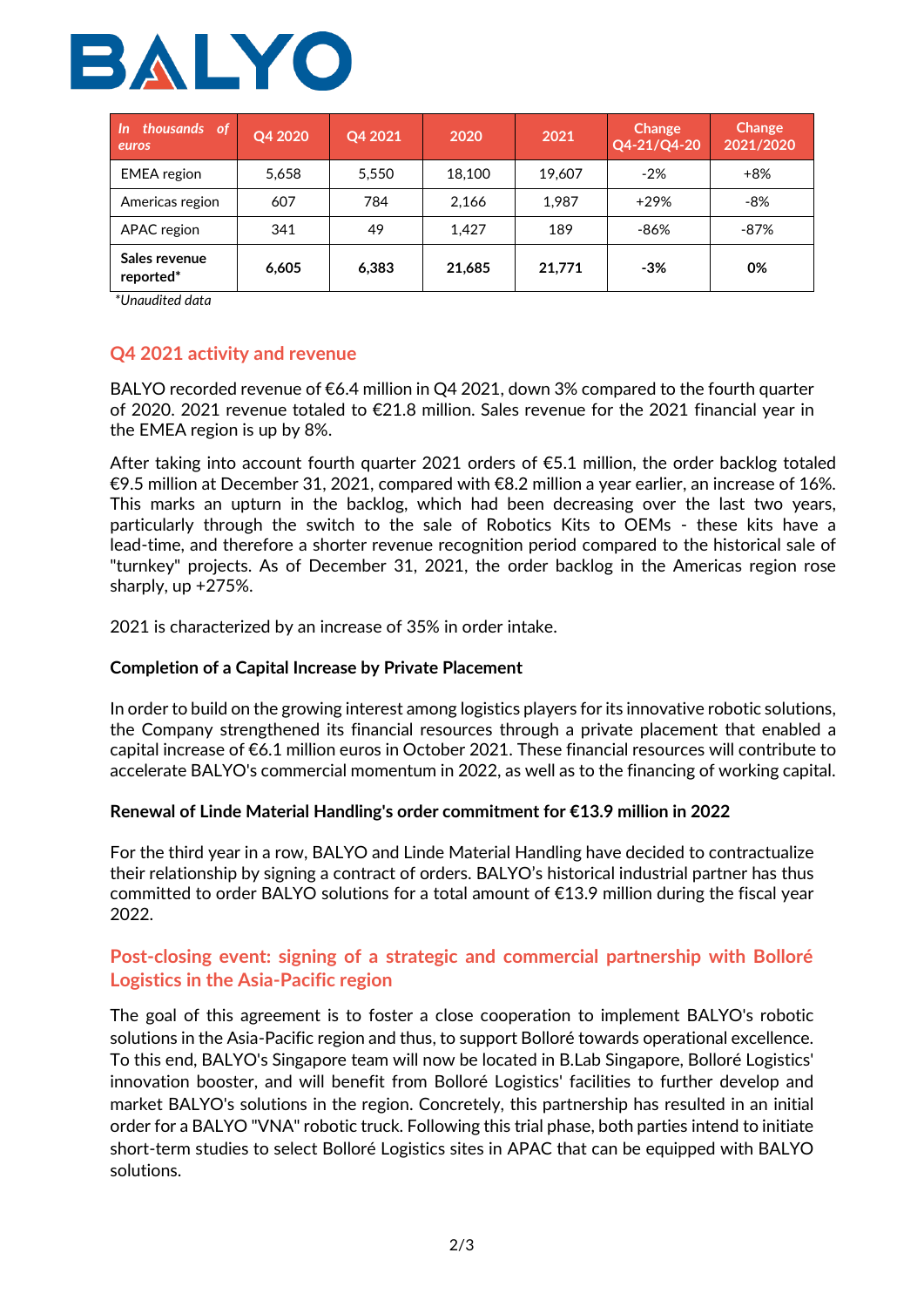| *In thousands of euros* | Q4 2020 | Q4 2021 | 2020 | 2021 | Change Q4-21/Q4-20 | Change 2021/2020 |
|---|---|---|---|---|---|---|
| EMEA region | 5,658 | 5,550 | 18,100 | 19,607 | -2% | +8% |
| Americas region | 607 | 784 | 2,166 | 1,987 | +29% | -8% |
| APAC region | 341 | 49 | 1,427 | 189 | -86% | -87% |
| **Sales revenue reported*** | **6,605** | **6,383** | **21,685** | **21,771** | **-3%** | **0%** |

*Unaudited data

## Q4 2021 activity and revenue

BALYO recorded revenue of €6.4 million in Q4 2021, down 3% compared to the fourth quarter of 2020. 2021 revenue totaled to €21.8 million. Sales revenue for the 2021 financial year in the EMEA region is up by 8%.

After taking into account fourth quarter 2021 orders of €5.1 million, the order backlog totaled €9.5 million at December 31, 2021, compared with €8.2 million a year earlier, an increase of 16%. This marks an upturn in the backlog, which had been decreasing over the last two years, particularly through the switch to the sale of Robotics Kits to OEMs - these kits have a lead-time, and therefore a shorter revenue recognition period compared to the historical sale of "turnkey" projects. As of December 31, 2021, the order backlog in the Americas region rose sharply, up +275%.

2021 is characterized by an increase of 35% in order intake.

**Completion of a Capital Increase by Private Placement**

In order to build on the growing interest among logistics players for its innovative robotic solutions, the Company strengthened its financial resources through a private placement that enabled a capital increase of €6.1 million euros in October 2021. These financial resources will contribute to accelerate BALYO's commercial momentum in 2022, as well as to the financing of working capital.

**Renewal of Linde Material Handling's order commitment for €13.9 million in 2022**

For the third year in a row, BALYO and Linde Material Handling have decided to contractualize their relationship by signing a contract of orders. BALYO's historical industrial partner has thus committed to order BALYO solutions for a total amount of €13.9 million during the fiscal year 2022.

## Post-closing event: signing of a strategic and commercial partnership with Bolloré Logistics in the Asia-Pacific region

The goal of this agreement is to foster a close cooperation to implement BALYO's robotic solutions in the Asia-Pacific region and thus, to support Bolloré towards operational excellence. To this end, BALYO's Singapore team will now be located in B.Lab Singapore, Bolloré Logistics' innovation booster, and will benefit from Bolloré Logistics' facilities to further develop and market BALYO's solutions in the region. Concretely, this partnership has resulted in an initial order for a BALYO "VNA" robotic truck. Following this trial phase, both parties intend to initiate short-term studies to select Bolloré Logistics sites in APAC that can be equipped with BALYO solutions.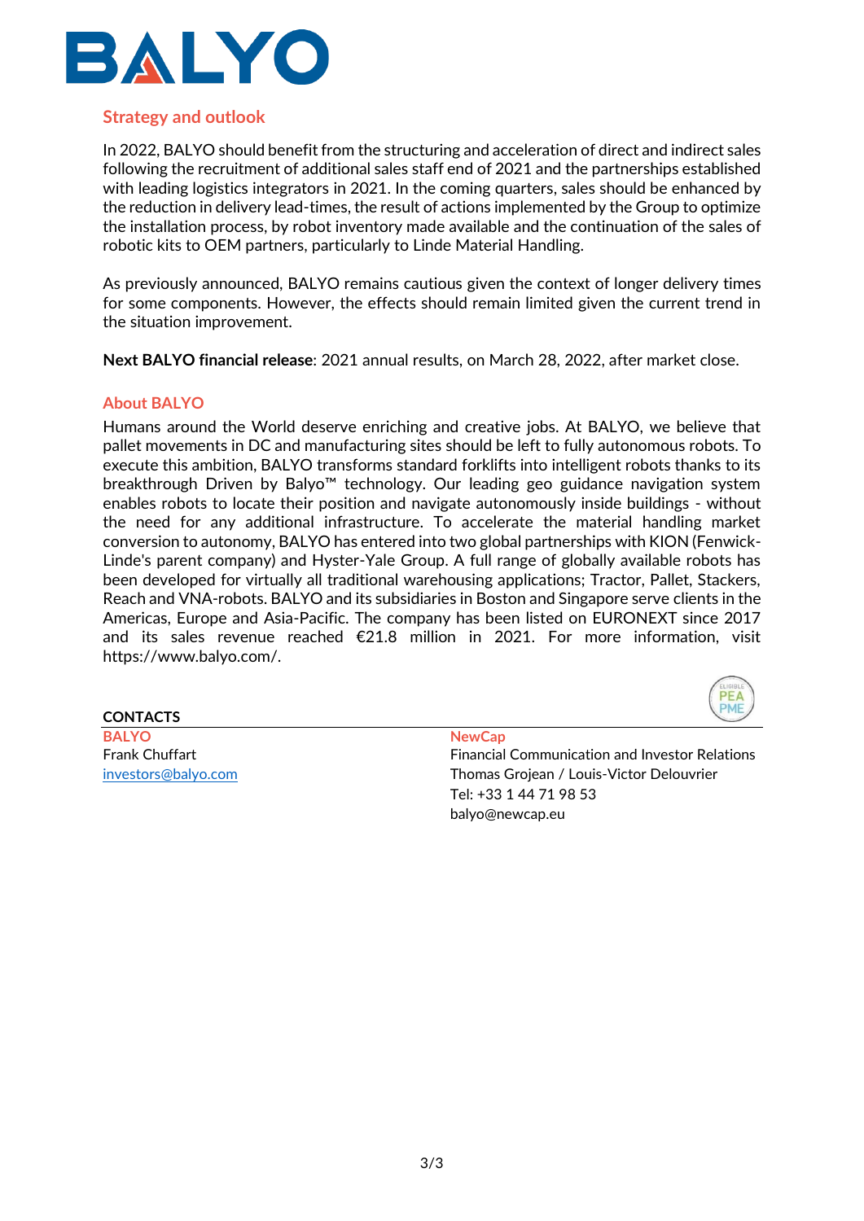## Strategy and outlook

In 2022, BALYO should benefit from the structuring and acceleration of direct and indirect sales following the recruitment of additional sales staff end of 2021 and the partnerships established with leading logistics integrators in 2021. In the coming quarters, sales should be enhanced by the reduction in delivery lead-times, the result of actions implemented by the Group to optimize the installation process, by robot inventory made available and the continuation of the sales of robotic kits to OEM partners, particularly to Linde Material Handling.

As previously announced, BALYO remains cautious given the context of longer delivery times for some components. However, the effects should remain limited given the current trend in the situation improvement.

**Next BALYO financial release**: 2021 annual results, on March 28, 2022, after market close.

## About BALYO

Humans around the World deserve enriching and creative jobs. At BALYO, we believe that pallet movements in DC and manufacturing sites should be left to fully autonomous robots. To execute this ambition, BALYO transforms standard forklifts into intelligent robots thanks to its breakthrough Driven by Balyo™ technology. Our leading geo guidance navigation system enables robots to locate their position and navigate autonomously inside buildings - without the need for any additional infrastructure. To accelerate the material handling market conversion to autonomy, BALYO has entered into two global partnerships with KION (Fenwick-Linde's parent company) and Hyster-Yale Group. A full range of globally available robots has been developed for virtually all traditional warehousing applications; Tractor, Pallet, Stackers, Reach and VNA-robots. BALYO and its subsidiaries in Boston and Singapore serve clients in the Americas, Europe and Asia-Pacific. The company has been listed on EURONEXT since 2017 and its sales revenue reached €21.8 million in 2021. For more information, visit https://www.balyo.com/.

ELIGIBLE PEA PME

**CONTACTS**

**BALYO**
Frank Chuffart
investors@balyo.com

**NewCap**
Financial Communication and Investor Relations
Thomas Grojean / Louis-Victor Delouvrier
Tel: +33 1 44 71 98 53
balyo@newcap.eu